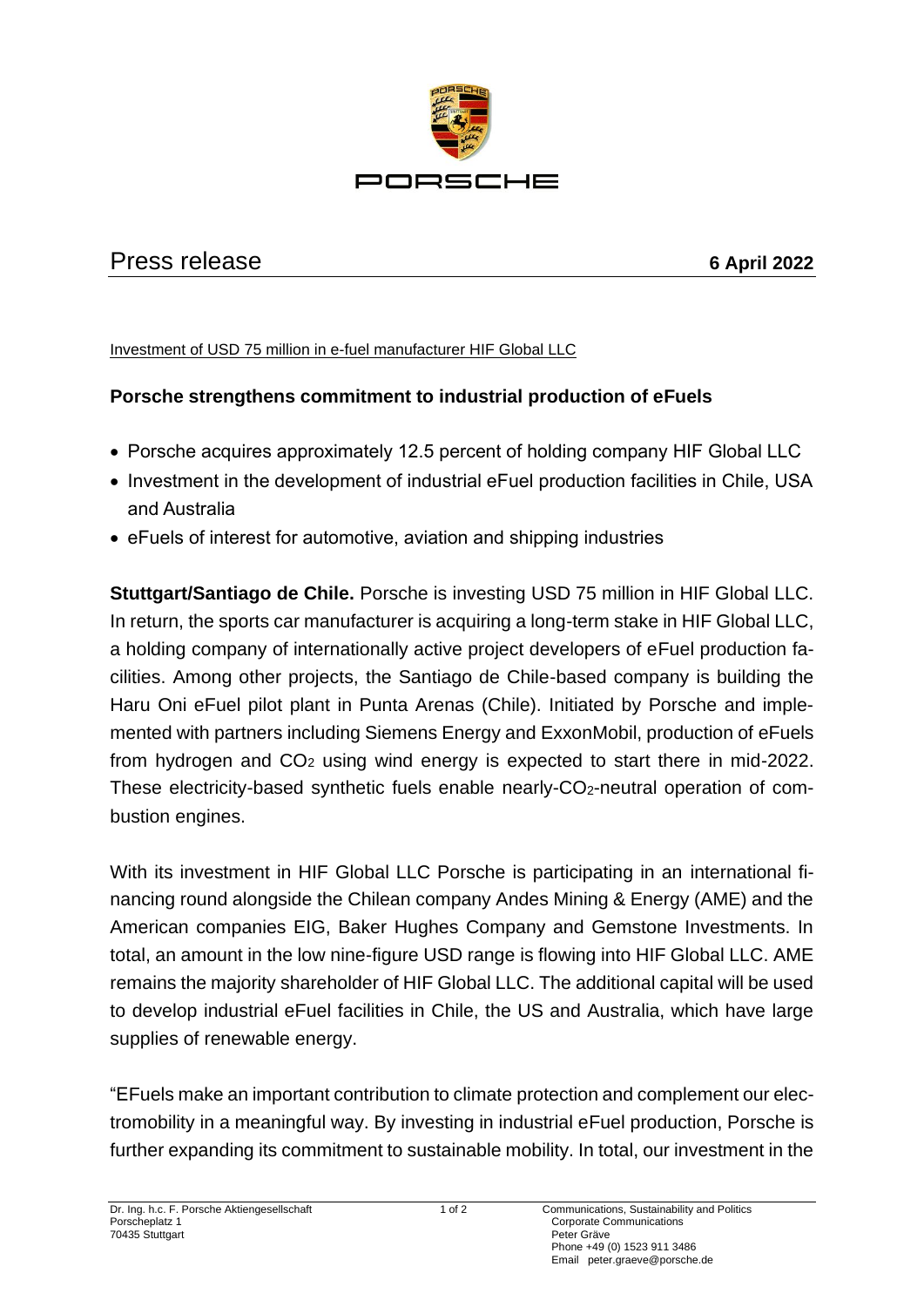PORSCHE

Press release **6 April 2022**

Investment of USD 75 million in e-fuel manufacturer HIF Global LLC

## Porsche strengthens commitment to industrial production of eFuels

- Porsche acquires approximately 12.5 percent of holding company HIF Global LLC
- Investment in the development of industrial eFuel production facilities in Chile, USA and Australia
- eFuels of interest for automotive, aviation and shipping industries

**Stuttgart/Santiago de Chile.** Porsche is investing USD 75 million in HIF Global LLC. In return, the sports car manufacturer is acquiring a long-term stake in HIF Global LLC, a holding company of internationally active project developers of eFuel production facilities. Among other projects, the Santiago de Chile-based company is building the Haru Oni eFuel pilot plant in Punta Arenas (Chile). Initiated by Porsche and implemented with partners including Siemens Energy and ExxonMobil, production of eFuels from hydrogen and $CO_2$ using wind energy is expected to start there in mid-2022. These electricity-based synthetic fuels enable nearly-$CO_2$-neutral operation of combustion engines.

With its investment in HIF Global LLC Porsche is participating in an international financing round alongside the Chilean company Andes Mining & Energy (AME) and the American companies EIG, Baker Hughes Company and Gemstone Investments. In total, an amount in the low nine-figure USD range is flowing into HIF Global LLC. AME remains the majority shareholder of HIF Global LLC. The additional capital will be used to develop industrial eFuel facilities in Chile, the US and Australia, which have large supplies of renewable energy.

"EFuels make an important contribution to climate protection and complement our electromobility in a meaningful way. By investing in industrial eFuel production, Porsche is further expanding its commitment to sustainable mobility. In total, our investment in the

Dr. Ing. h.c. F. Porsche Aktiengesellschaft
Porscheplatz 1
70435 Stuttgart

Communications, Sustainability and Politics
Corporate Communications
Peter Gräve
Phone +49 (0) 1523 911 3486
Email peter.graeve@porsche.de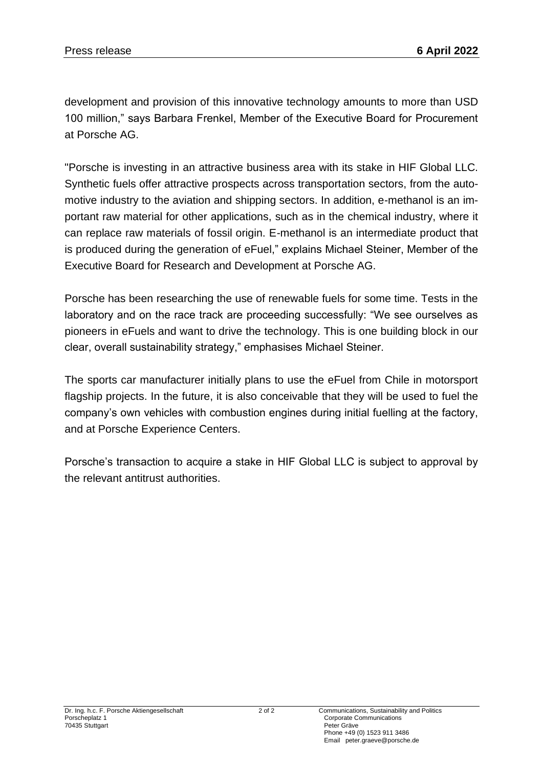development and provision of this innovative technology amounts to more than USD 100 million," says Barbara Frenkel, Member of the Executive Board for Procurement at Porsche AG.

"Porsche is investing in an attractive business area with its stake in HIF Global LLC. Synthetic fuels offer attractive prospects across transportation sectors, from the automotive industry to the aviation and shipping sectors. In addition, e-methanol is an important raw material for other applications, such as in the chemical industry, where it can replace raw materials of fossil origin. E-methanol is an intermediate product that is produced during the generation of eFuel," explains Michael Steiner, Member of the Executive Board for Research and Development at Porsche AG.

Porsche has been researching the use of renewable fuels for some time. Tests in the laboratory and on the race track are proceeding successfully: "We see ourselves as pioneers in eFuels and want to drive the technology. This is one building block in our clear, overall sustainability strategy," emphasises Michael Steiner.

The sports car manufacturer initially plans to use the eFuel from Chile in motorsport flagship projects. In the future, it is also conceivable that they will be used to fuel the company's own vehicles with combustion engines during initial fuelling at the factory, and at Porsche Experience Centers.

Porsche's transaction to acquire a stake in HIF Global LLC is subject to approval by the relevant antitrust authorities.

Dr. Ing. h.c. F. Porsche Aktiengesellschaft
Porscheplatz 1
70435 Stuttgart

Communications, Sustainability and Politics
Corporate Communications
Peter Gräve
Phone +49 (0) 1523 911 3486
Email peter.graeve@porsche.de